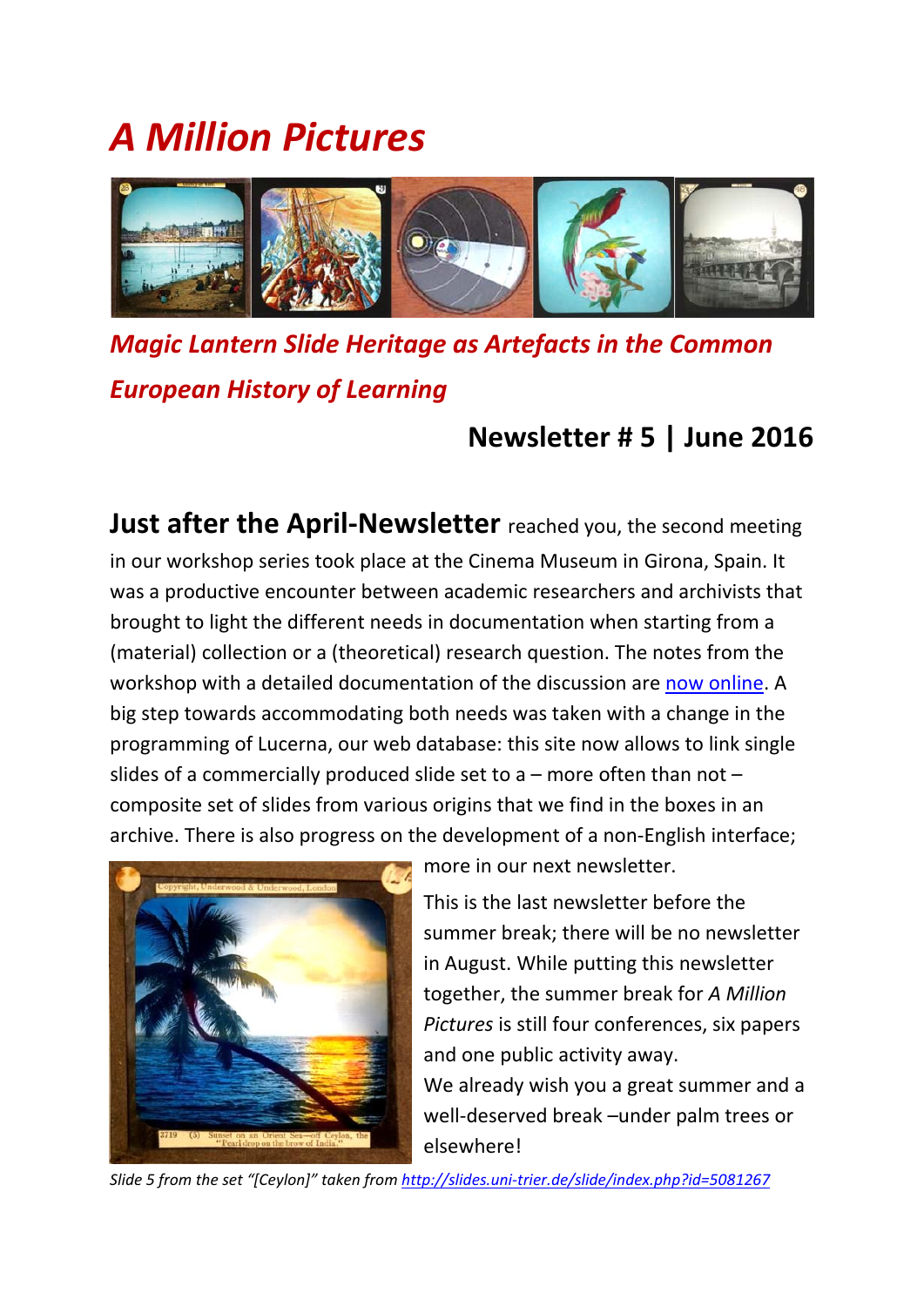# *A Million Pictures*

## *Magic Lantern Slide Heritage as Artefacts in the Common European History of Learning*

### Newsletter # 5 | June 2016

**Just after the April-Newsletter** reached you, the second meeting in our workshop series took place at the Cinema Museum in Girona, Spain. It was a productive encounter between academic researchers and archivists that brought to light the different needs in documentation when starting from a (material) collection or a (theoretical) research question. The notes from the workshop with a detailed documentation of the discussion are now online. A big step towards accommodating both needs was taken with a change in the programming of Lucerna, our web database: this site now allows to link single slides of a commercially produced slide set to a – more often than not – composite set of slides from various origins that we find in the boxes in an archive. There is also progress on the development of a non-English interface; more in our next newsletter.

This is the last newsletter before the summer break; there will be no newsletter in August. While putting this newsletter together, the summer break for *A Million Pictures* is still four conferences, six papers and one public activity away.

We already wish you a great summer and a well-deserved break –under palm trees or elsewhere!

*Slide 5 from the set "[Ceylon]" taken from http://slides.uni-trier.de/slide/index.php?id=5081267*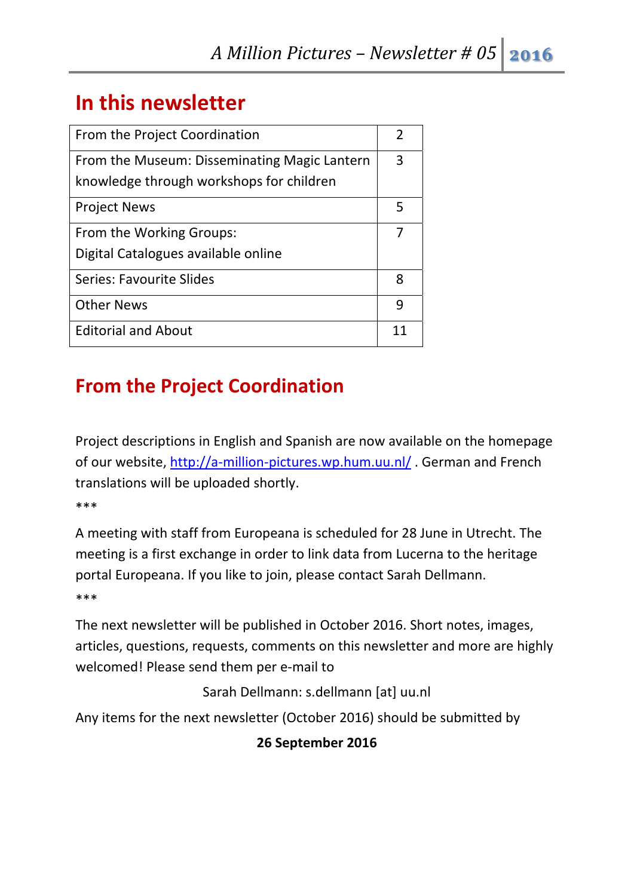# In this newsletter

| | |
|---|---|
| From the Project Coordination | 2 |
| From the Museum: Disseminating Magic Lantern knowledge through workshops for children | 3 |
| Project News | 5 |
| From the Working Groups: Digital Catalogues available online | 7 |
| Series: Favourite Slides | 8 |
| Other News | 9 |
| Editorial and About | 11 |

# From the Project Coordination

Project descriptions in English and Spanish are now available on the homepage of our website, http://a-million-pictures.wp.hum.uu.nl/ . German and French translations will be uploaded shortly.

***

A meeting with staff from Europeana is scheduled for 28 June in Utrecht. The meeting is a first exchange in order to link data from Lucerna to the heritage portal Europeana. If you like to join, please contact Sarah Dellmann.

***

The next newsletter will be published in October 2016. Short notes, images, articles, questions, requests, comments on this newsletter and more are highly welcomed! Please send them per e-mail to

Sarah Dellmann: s.dellmann [at] uu.nl

Any items for the next newsletter (October 2016) should be submitted by

**26 September 2016**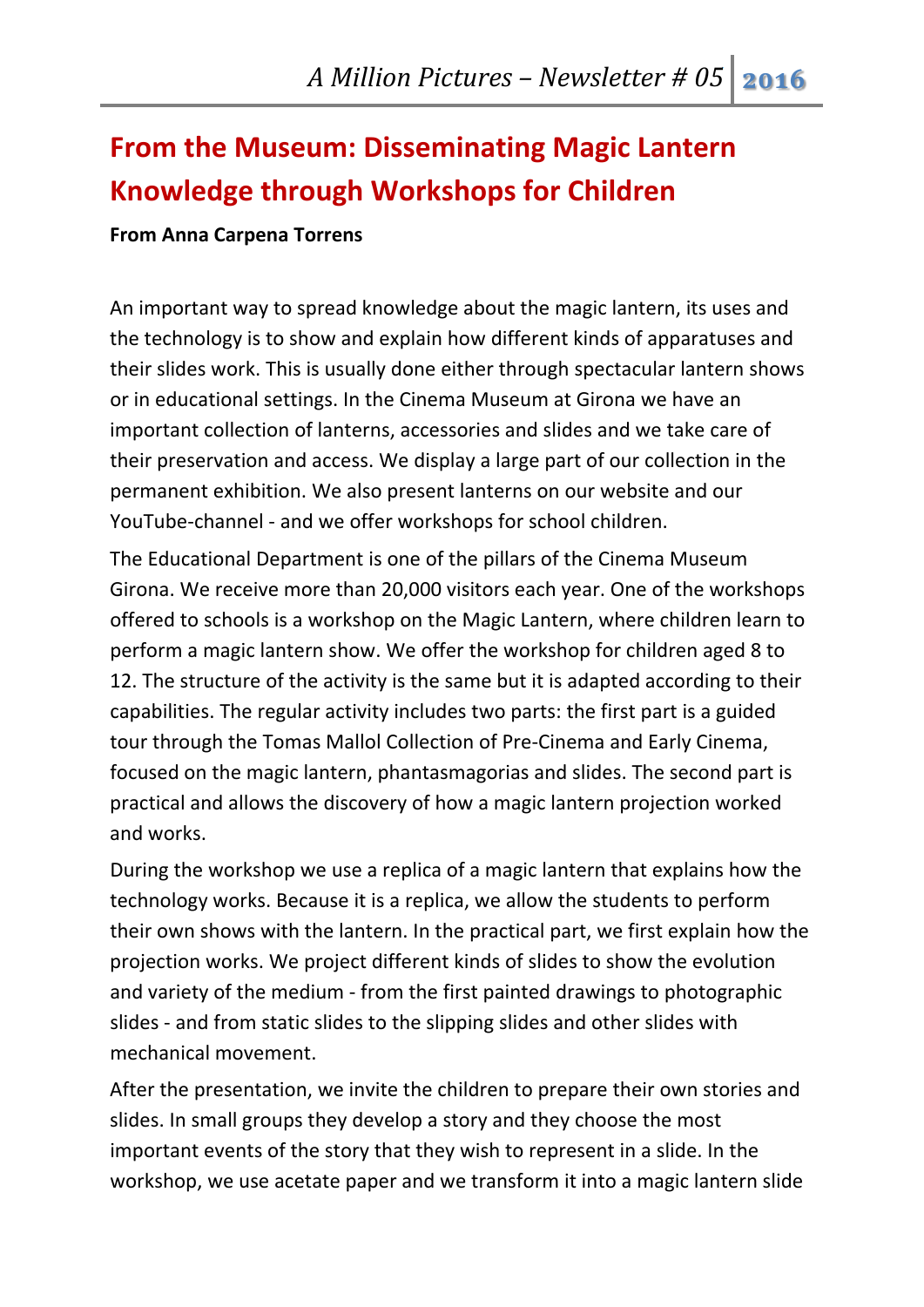## From the Museum: Disseminating Magic Lantern Knowledge through Workshops for Children

**From Anna Carpena Torrens**

An important way to spread knowledge about the magic lantern, its uses and the technology is to show and explain how different kinds of apparatuses and their slides work. This is usually done either through spectacular lantern shows or in educational settings. In the Cinema Museum at Girona we have an important collection of lanterns, accessories and slides and we take care of their preservation and access. We display a large part of our collection in the permanent exhibition. We also present lanterns on our website and our YouTube-channel - and we offer workshops for school children.

The Educational Department is one of the pillars of the Cinema Museum Girona. We receive more than 20,000 visitors each year. One of the workshops offered to schools is a workshop on the Magic Lantern, where children learn to perform a magic lantern show. We offer the workshop for children aged 8 to 12. The structure of the activity is the same but it is adapted according to their capabilities. The regular activity includes two parts: the first part is a guided tour through the Tomas Mallol Collection of Pre-Cinema and Early Cinema, focused on the magic lantern, phantasmagorias and slides. The second part is practical and allows the discovery of how a magic lantern projection worked and works.

During the workshop we use a replica of a magic lantern that explains how the technology works. Because it is a replica, we allow the students to perform their own shows with the lantern. In the practical part, we first explain how the projection works. We project different kinds of slides to show the evolution and variety of the medium - from the first painted drawings to photographic slides - and from static slides to the slipping slides and other slides with mechanical movement.

After the presentation, we invite the children to prepare their own stories and slides. In small groups they develop a story and they choose the most important events of the story that they wish to represent in a slide. In the workshop, we use acetate paper and we transform it into a magic lantern slide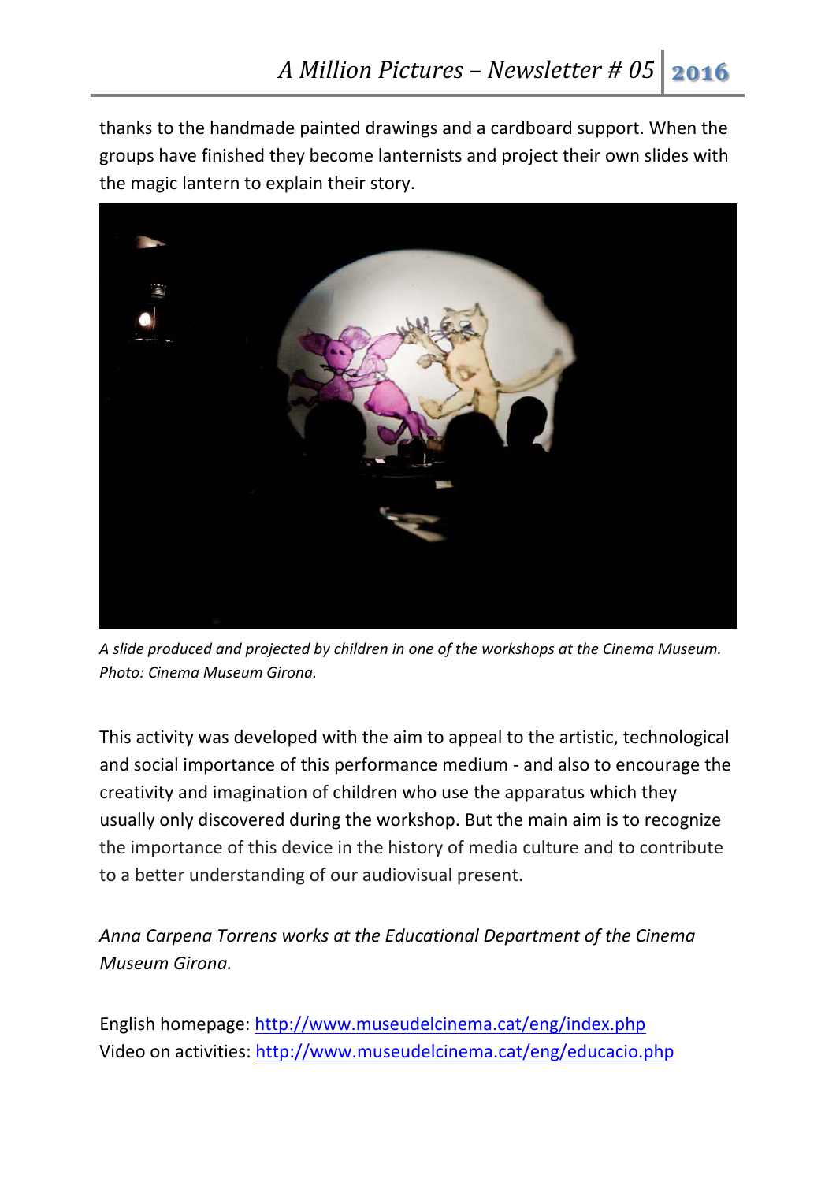thanks to the handmade painted drawings and a cardboard support. When the groups have finished they become lanternists and project their own slides with the magic lantern to explain their story.

*A slide produced and projected by children in one of the workshops at the Cinema Museum. Photo: Cinema Museum Girona.*

This activity was developed with the aim to appeal to the artistic, technological and social importance of this performance medium - and also to encourage the creativity and imagination of children who use the apparatus which they usually only discovered during the workshop. But the main aim is to recognize the importance of this device in the history of media culture and to contribute to a better understanding of our audiovisual present.

*Anna Carpena Torrens works at the Educational Department of the Cinema Museum Girona.*

English homepage: http://www.museudelcinema.cat/eng/index.php
Video on activities: http://www.museudelcinema.cat/eng/educacio.php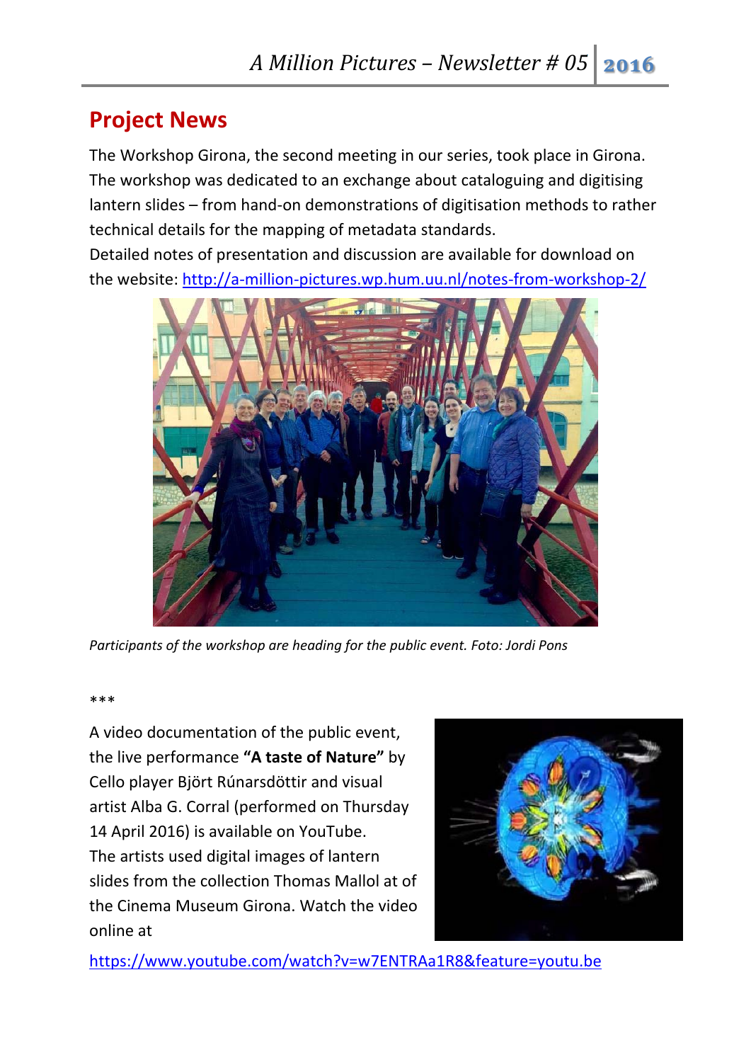## Project News

The Workshop Girona, the second meeting in our series, took place in Girona. The workshop was dedicated to an exchange about cataloguing and digitising lantern slides – from hand-on demonstrations of digitisation methods to rather technical details for the mapping of metadata standards.
Detailed notes of presentation and discussion are available for download on the website: [http://a-million-pictures.wp.hum.uu.nl/notes-from-workshop-2/](http://a-million-pictures.wp.hum.uu.nl/notes-from-workshop-2/)

*Participants of the workshop are heading for the public event. Foto: Jordi Pons*

***

A video documentation of the public event, the live performance **"A taste of Nature"** by Cello player Björt Rúnarsdóttir and visual artist Alba G. Corral (performed on Thursday 14 April 2016) is available on YouTube.
The artists used digital images of lantern slides from the collection Thomas Mallol at of the Cinema Museum Girona. Watch the video online at
[https://www.youtube.com/watch?v=w7ENTRAa1R8&feature=youtu.be](https://www.youtube.com/watch?v=w7ENTRAa1R8&feature=youtu.be)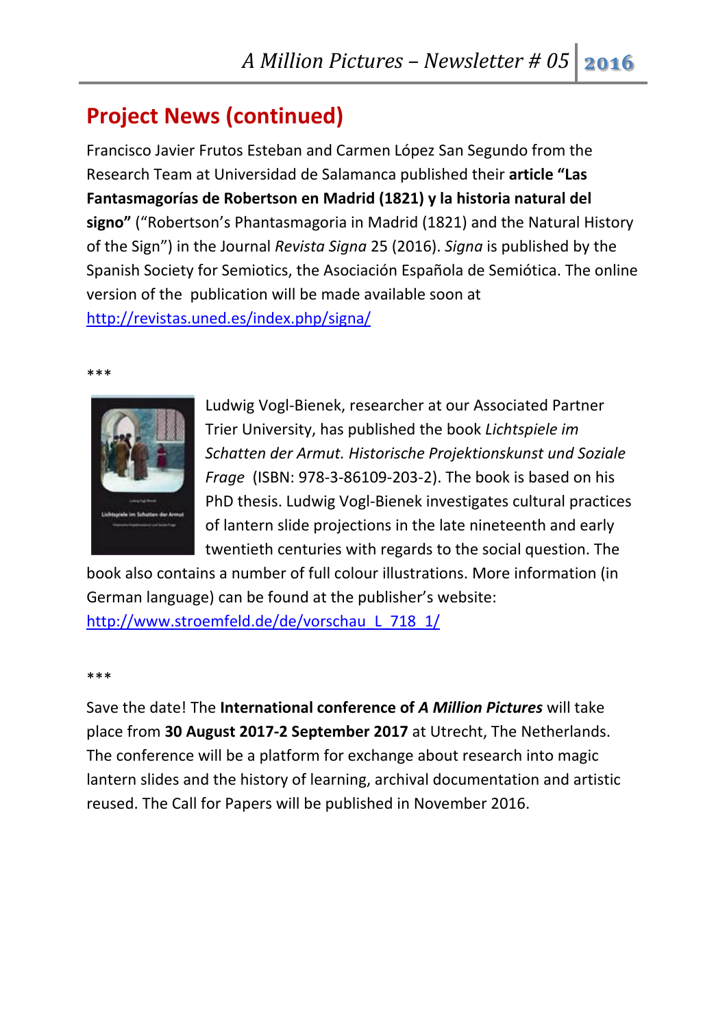## Project News (continued)

Francisco Javier Frutos Esteban and Carmen López San Segundo from the Research Team at Universidad de Salamanca published their **article "Las Fantasmagorías de Robertson en Madrid (1821) y la historia natural del signo"** ("Robertson's Phantasmagoria in Madrid (1821) and the Natural History of the Sign") in the Journal *Revista Signa* 25 (2016). *Signa* is published by the Spanish Society for Semiotics, the Asociación Española de Semiótica. The online version of the publication will be made available soon at http://revistas.uned.es/index.php/signa/

***

Ludwig Vogl-Bienek, researcher at our Associated Partner Trier University, has published the book *Lichtspiele im Schatten der Armut. Historische Projektionskunst und Soziale Frage* (ISBN: 978-3-86109-203-2). The book is based on his PhD thesis. Ludwig Vogl-Bienek investigates cultural practices of lantern slide projections in the late nineteenth and early twentieth centuries with regards to the social question. The book also contains a number of full colour illustrations. More information (in German language) can be found at the publisher's website: http://www.stroemfeld.de/de/vorschau_L_718_1/

***

Save the date! The **International conference of *A Million Pictures*** will take place from **30 August 2017-2 September 2017** at Utrecht, The Netherlands. The conference will be a platform for exchange about research into magic lantern slides and the history of learning, archival documentation and artistic reused. The Call for Papers will be published in November 2016.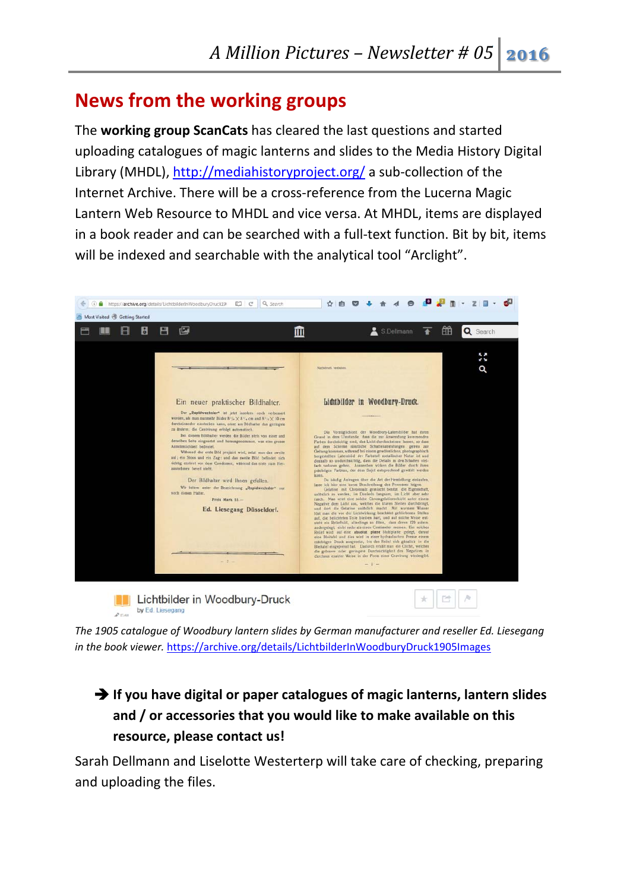## News from the working groups

The **working group ScanCats** has cleared the last questions and started uploading catalogues of magic lanterns and slides to the Media History Digital Library (MHDL), http://mediahistoryproject.org/ a sub-collection of the Internet Archive. There will be a cross-reference from the Lucerna Magic Lantern Web Resource to MHDL and vice versa. At MHDL, items are displayed in a book reader and can be searched with a full-text function. Bit by bit, items will be indexed and searchable with the analytical tool "Arclight".

*The 1905 catalogue of Woodbury lantern slides by German manufacturer and reseller Ed. Liesegang in the book viewer.* https://archive.org/details/LichtbilderInWoodburyDruck1905Images

➔ **If you have digital or paper catalogues of magic lanterns, lantern slides and / or accessories that you would like to make available on this resource, please contact us!**

Sarah Dellmann and Liselotte Westerterp will take care of checking, preparing and uploading the files.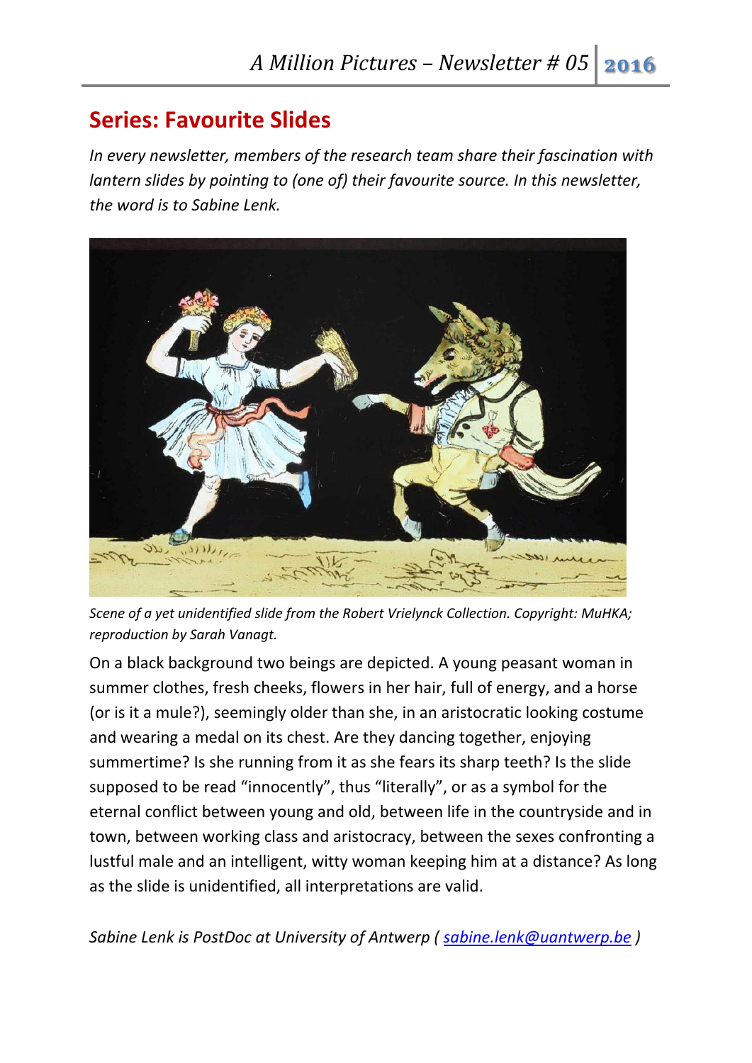## Series: Favourite Slides

*In every newsletter, members of the research team share their fascination with lantern slides by pointing to (one of) their favourite source. In this newsletter, the word is to Sabine Lenk.*

*Scene of a yet unidentified slide from the Robert Vrielynck Collection. Copyright: MuHKA; reproduction by Sarah Vanagt.*

On a black background two beings are depicted. A young peasant woman in summer clothes, fresh cheeks, flowers in her hair, full of energy, and a horse (or is it a mule?), seemingly older than she, in an aristocratic looking costume and wearing a medal on its chest. Are they dancing together, enjoying summertime? Is she running from it as she fears its sharp teeth? Is the slide supposed to be read "innocently", thus "literally", or as a symbol for the eternal conflict between young and old, between life in the countryside and in town, between working class and aristocracy, between the sexes confronting a lustful male and an intelligent, witty woman keeping him at a distance? As long as the slide is unidentified, all interpretations are valid.

*Sabine Lenk is PostDoc at University of Antwerp ( [sabine.lenk@uantwerp.be](mailto:sabine.lenk@uantwerp.be) )*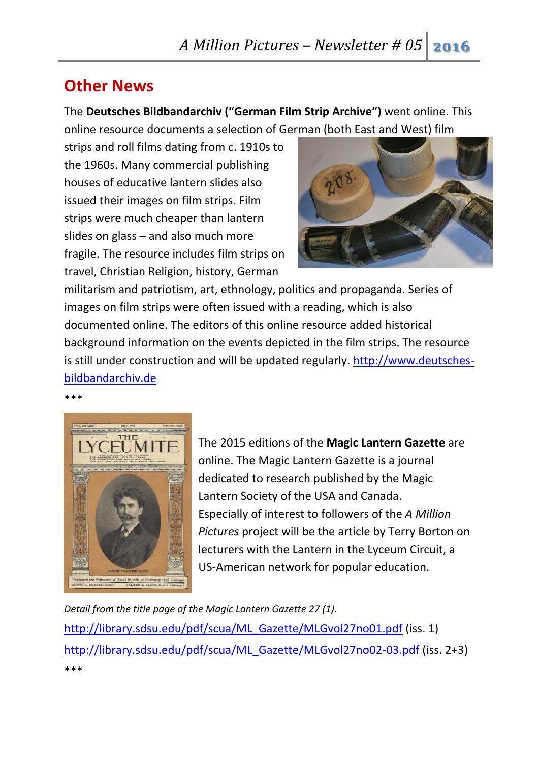## Other News

The **Deutsches Bildbandarchiv ("German Film Strip Archive")** went online. This online resource documents a selection of German (both East and West) film strips and roll films dating from c. 1910s to the 1960s. Many commercial publishing houses of educative lantern slides also issued their images on film strips. Film strips were much cheaper than lantern slides on glass – and also much more fragile. The resource includes film strips on travel, Christian Religion, history, German militarism and patriotism, art, ethnology, politics and propaganda. Series of images on film strips were often issued with a reading, which is also documented online. The editors of this online resource added historical background information on the events depicted in the film strips. The resource is still under construction and will be updated regularly. http://www.deutsches-bildbandarchiv.de

***

The 2015 editions of the **Magic Lantern Gazette** are online. The Magic Lantern Gazette is a journal dedicated to research published by the Magic Lantern Society of the USA and Canada. Especially of interest to followers of the *A Million Pictures* project will be the article by Terry Borton on lecturers with the Lantern in the Lyceum Circuit, a US-American network for popular education.

*Detail from the title page of the Magic Lantern Gazette 27 (1).*

http://library.sdsu.edu/pdf/scua/ML_Gazette/MLGvol27no01.pdf (iss. 1)

http://library.sdsu.edu/pdf/scua/ML_Gazette/MLGvol27no02-03.pdf (iss. 2+3)

***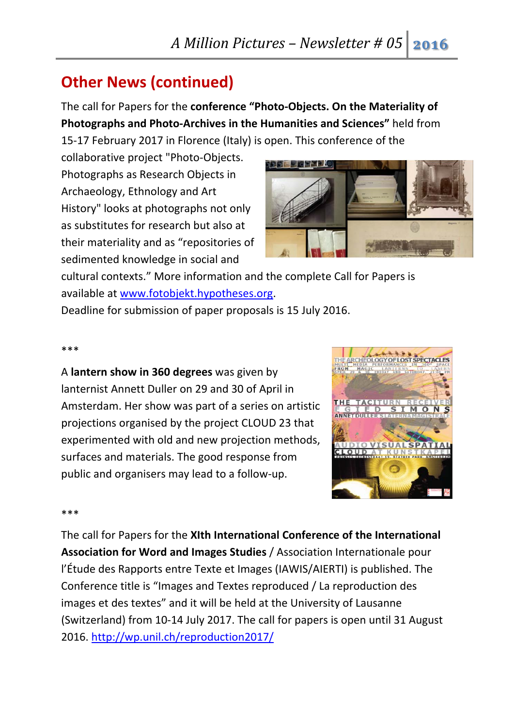## Other News (continued)

The call for Papers for the **conference "Photo-Objects. On the Materiality of Photographs and Photo-Archives in the Humanities and Sciences"** held from 15-17 February 2017 in Florence (Italy) is open. This conference of the collaborative project "Photo-Objects. Photographs as Research Objects in Archaeology, Ethnology and Art History" looks at photographs not only as substitutes for research but also at their materiality and as "repositories of sedimented knowledge in social and cultural contexts." More information and the complete Call for Papers is available at www.fotobjekt.hypotheses.org.
Deadline for submission of paper proposals is 15 July 2016.

***

A **lantern show in 360 degrees** was given by lanternist Annett Duller on 29 and 30 of April in Amsterdam. Her show was part of a series on artistic projections organised by the project CLOUD 23 that experimented with old and new projection methods, surfaces and materials. The good response from public and organisers may lead to a follow-up.

***

The call for Papers for the **XIth International Conference of the International Association for Word and Images Studies** / Association Internationale pour l'Étude des Rapports entre Texte et Images (IAWIS/AIERTI) is published. The Conference title is "Images and Textes reproduced / La reproduction des images et des textes" and it will be held at the University of Lausanne (Switzerland) from 10-14 July 2017. The call for papers is open until 31 August 2016. http://wp.unil.ch/reproduction2017/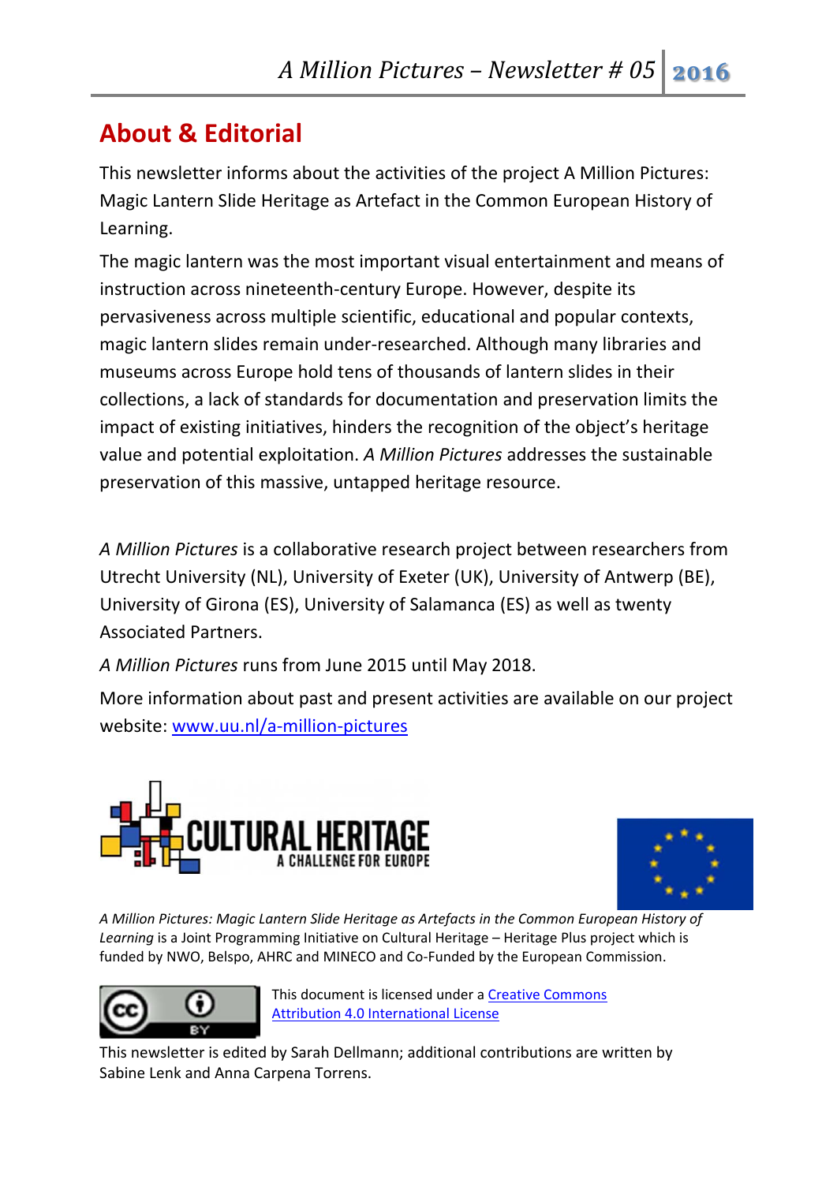## About & Editorial

This newsletter informs about the activities of the project A Million Pictures: Magic Lantern Slide Heritage as Artefact in the Common European History of Learning.

The magic lantern was the most important visual entertainment and means of instruction across nineteenth-century Europe. However, despite its pervasiveness across multiple scientific, educational and popular contexts, magic lantern slides remain under-researched. Although many libraries and museums across Europe hold tens of thousands of lantern slides in their collections, a lack of standards for documentation and preservation limits the impact of existing initiatives, hinders the recognition of the object's heritage value and potential exploitation. *A Million Pictures* addresses the sustainable preservation of this massive, untapped heritage resource.

*A Million Pictures* is a collaborative research project between researchers from Utrecht University (NL), University of Exeter (UK), University of Antwerp (BE), University of Girona (ES), University of Salamanca (ES) as well as twenty Associated Partners.

*A Million Pictures* runs from June 2015 until May 2018.

More information about past and present activities are available on our project website: [www.uu.nl/a-million-pictures](www.uu.nl/a-million-pictures)

CULTURAL HERITAGE
A CHALLENGE FOR EUROPE

*A Million Pictures: Magic Lantern Slide Heritage as Artefacts in the Common European History of Learning* is a Joint Programming Initiative on Cultural Heritage – Heritage Plus project which is funded by NWO, Belspo, AHRC and MINECO and Co-Funded by the European Commission.

This document is licensed under a [Creative Commons Attribution 4.0 International License]()

This newsletter is edited by Sarah Dellmann; additional contributions are written by Sabine Lenk and Anna Carpena Torrens.